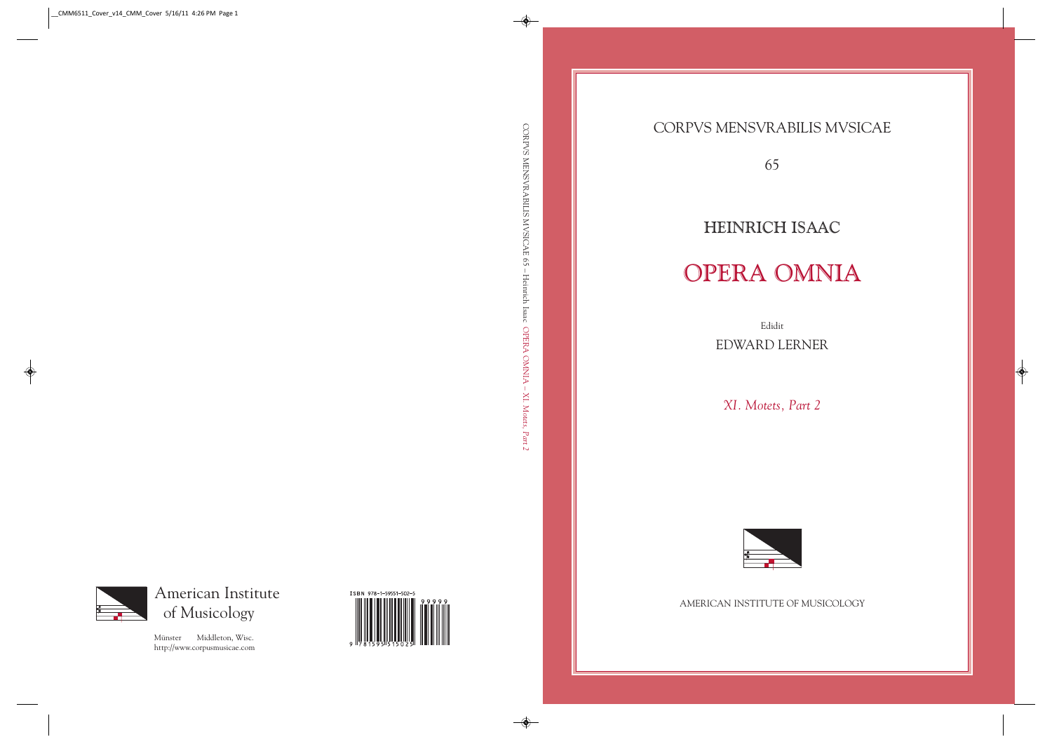# CORPVS MENSVRABILIS MVSICAE

65

## HEINRICH ISAAC

# OPERA OMNIA

Edidit

EDWARD LERNER

*XI. Motets, Part 2*

AMERICAN INSTITUTE OF MUSICOLOGY

CORPVS MENSVRABILIS MVSICAE 65 – Heinrich Isaac OPERA OMNIA – *XI. Motets, Part 2*

American Institute of Musicology

Münster Middleton, Wisc.
http://www.corpusmusicae.com

ISBN 978-1-59551-502-5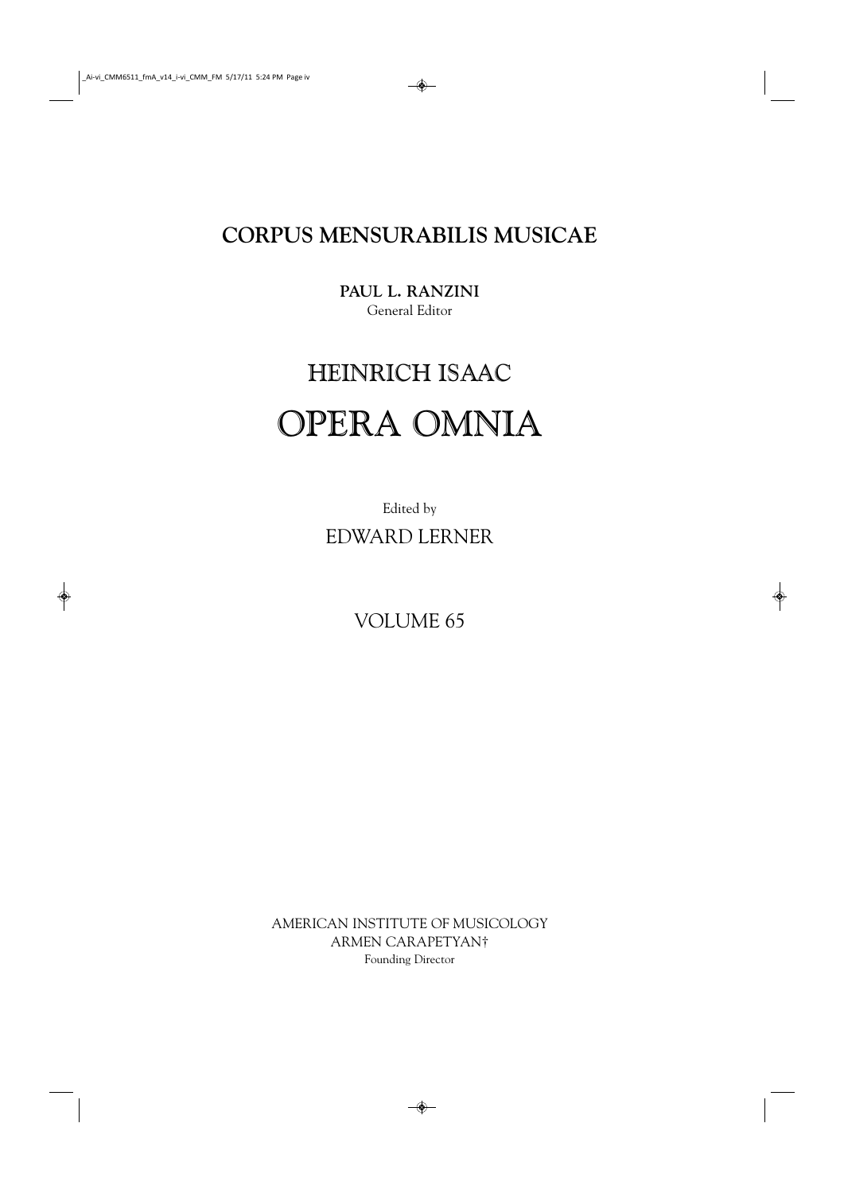# CORPUS MENSURABILIS MUSICAE

**PAUL L. RANZINI**
General Editor

# HEINRICH ISAAC

# OPERA OMNIA

Edited by

EDWARD LERNER

VOLUME 65

AMERICAN INSTITUTE OF MUSICOLOGY
ARMEN CARAPETYAN†
Founding Director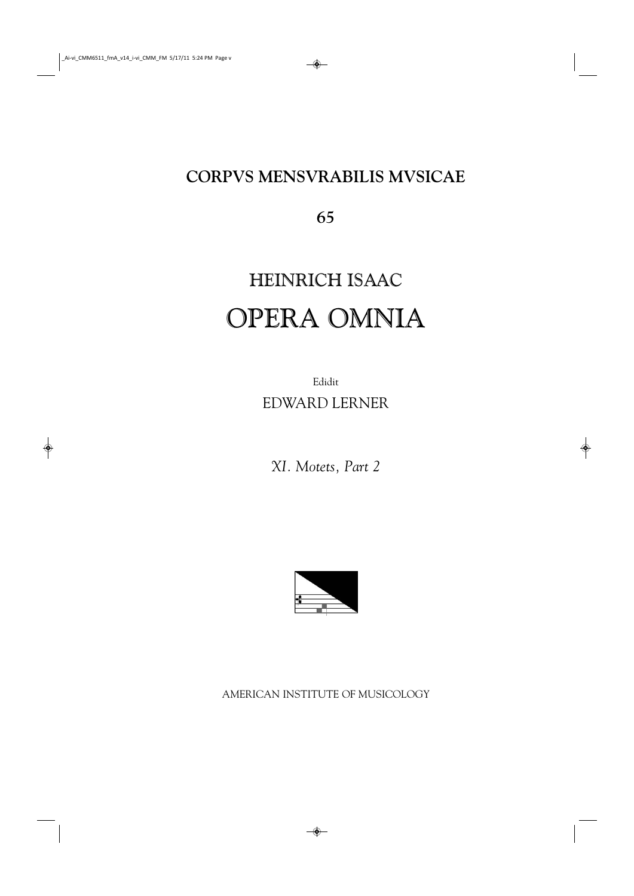# CORPVS MENSVRABILIS MVSICAE

## 65

# HEINRICH ISAAC

# OPERA OMNIA

Edidit

EDWARD LERNER

*XI. Motets, Part 2*

AMERICAN INSTITUTE OF MUSICOLOGY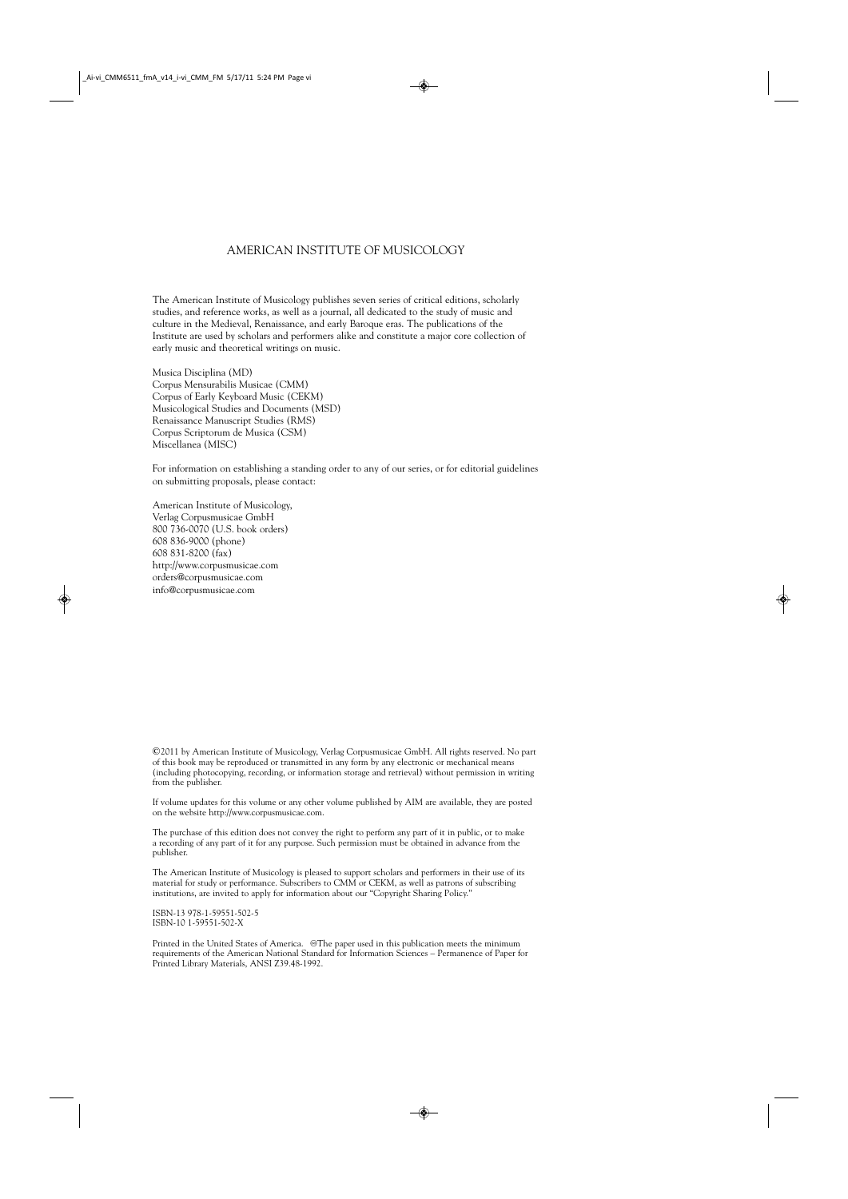# AMERICAN INSTITUTE OF MUSICOLOGY

The American Institute of Musicology publishes seven series of critical editions, scholarly studies, and reference works, as well as a journal, all dedicated to the study of music and culture in the Medieval, Renaissance, and early Baroque eras. The publications of the Institute are used by scholars and performers alike and constitute a major core collection of early music and theoretical writings on music.

Musica Disciplina (MD)
Corpus Mensurabilis Musicae (CMM)
Corpus of Early Keyboard Music (CEKM)
Musicological Studies and Documents (MSD)
Renaissance Manuscript Studies (RMS)
Corpus Scriptorum de Musica (CSM)
Miscellanea (MISC)

For information on establishing a standing order to any of our series, or for editorial guidelines on submitting proposals, please contact:

American Institute of Musicology,
Verlag Corpusmusicae GmbH
800 736-0070 (U.S. book orders)
608 836-9000 (phone)
608 831-8200 (fax)
http://www.corpusmusicae.com
orders@corpusmusicae.com
info@corpusmusicae.com

©2011 by American Institute of Musicology, Verlag Corpusmusicae GmbH. All rights reserved. No part of this book may be reproduced or transmitted in any form by any electronic or mechanical means (including photocopying, recording, or information storage and retrieval) without permission in writing from the publisher.

If volume updates for this volume or any other volume published by AIM are available, they are posted on the website http://www.corpusmusicae.com.

The purchase of this edition does not convey the right to perform any part of it in public, or to make a recording of any part of it for any purpose. Such permission must be obtained in advance from the publisher.

The American Institute of Musicology is pleased to support scholars and performers in their use of its material for study or performance. Subscribers to CMM or CEKM, as well as patrons of subscribing institutions, are invited to apply for information about our "Copyright Sharing Policy."

ISBN-13 978-1-59551-502-5
ISBN-10 1-59551-502-X

Printed in the United States of America. ♾The paper used in this publication meets the minimum requirements of the American National Standard for Information Sciences – Permanence of Paper for Printed Library Materials, ANSI Z39.48-1992.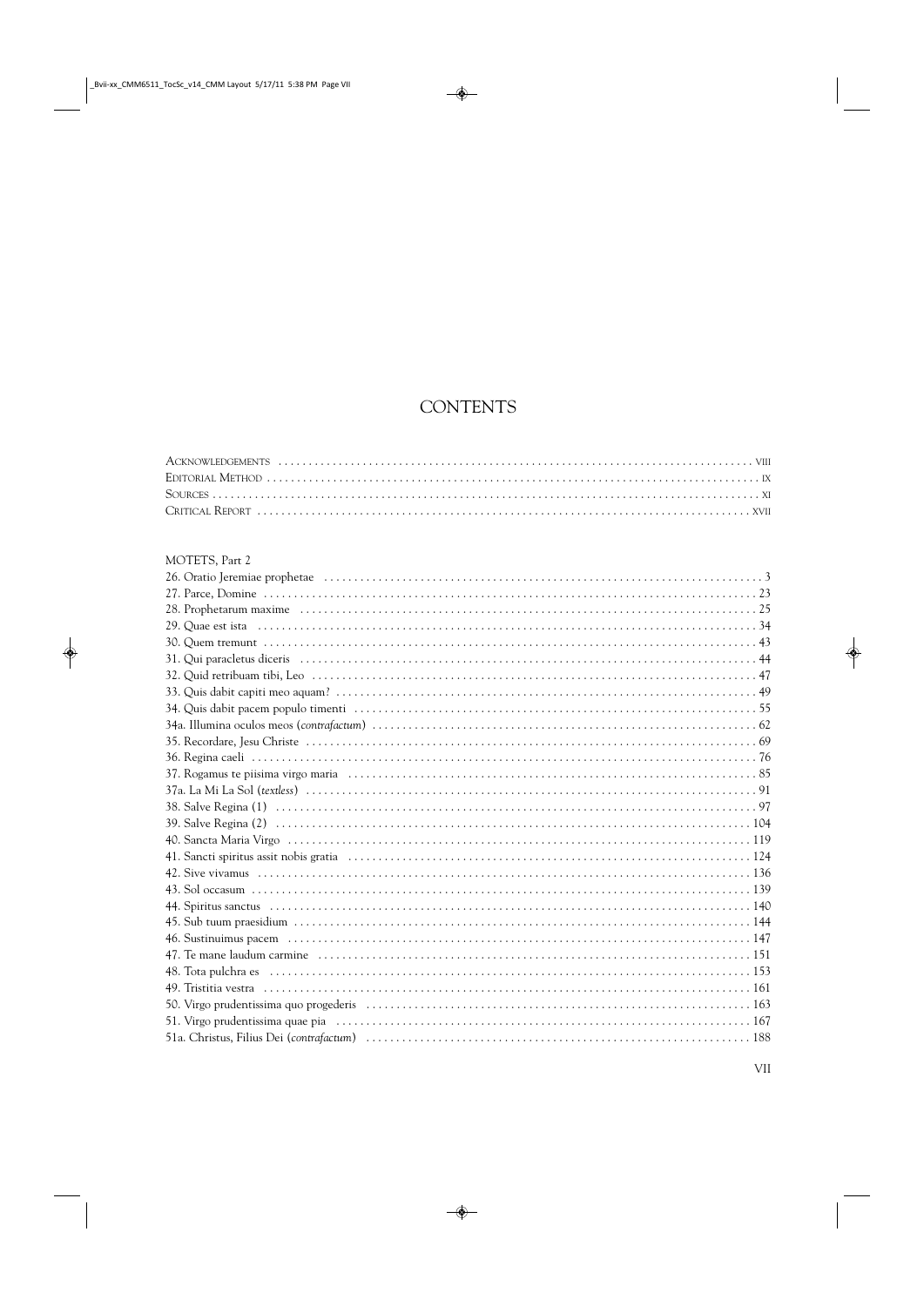# CONTENTS

Acknowledgements ..... VIII
Editorial Method ..... IX
Sources ..... XI
Critical Report ..... XVII

MOTETS, Part 2

26. Oratio Jeremiae prophetae ..... 3
27. Parce, Domine ..... 23
28. Prophetarum maxime ..... 25
29. Quae est ista ..... 34
30. Quem tremunt ..... 43
31. Qui paracletus diceris ..... 44
32. Quid retribuam tibi, Leo ..... 47
33. Quis dabit capiti meo aquam? ..... 49
34. Quis dabit pacem populo timenti ..... 55
34a. Illumina oculos meos (*contrafactum*) ..... 62
35. Recordare, Jesu Christe ..... 69
36. Regina caeli ..... 76
37. Rogamus te piisima virgo maria ..... 85
37a. La Mi La Sol (*textless*) ..... 91
38. Salve Regina (1) ..... 97
39. Salve Regina (2) ..... 104
40. Sancta Maria Virgo ..... 119
41. Sancti spiritus assit nobis gratia ..... 124
42. Sive vivamus ..... 136
43. Sol occasum ..... 139
44. Spiritus sanctus ..... 140
45. Sub tuum praesidium ..... 144
46. Sustinuimus pacem ..... 147
47. Te mane laudum carmine ..... 151
48. Tota pulchra es ..... 153
49. Tristitia vestra ..... 161
50. Virgo prudentissima quo progederis ..... 163
51. Virgo prudentissima quae pia ..... 167
51a. Christus, Filius Dei (*contrafactum*) ..... 188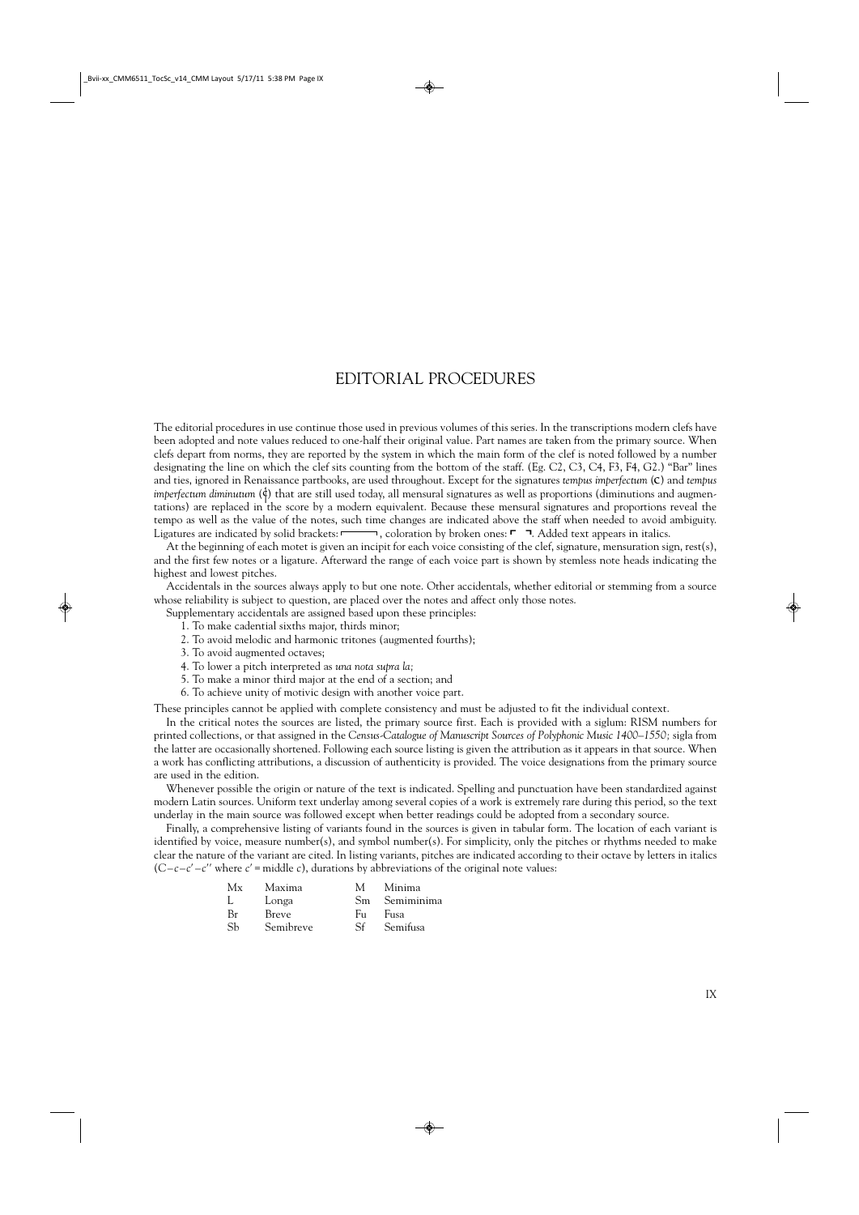# EDITORIAL PROCEDURES

The editorial procedures in use continue those used in previous volumes of this series. In the transcriptions modern clefs have been adopted and note values reduced to one-half their original value. Part names are taken from the primary source. When clefs depart from norms, they are reported by the system in which the main form of the clef is noted followed by a number designating the line on which the clef sits counting from the bottom of the staff. (Eg. C2, C3, C4, F3, F4, G2.) "Bar" lines and ties, ignored in Renaissance partbooks, are used throughout. Except for the signatures *tempus imperfectum* (C) and *tempus imperfectum diminutum* (¢) that are still used today, all mensural signatures as well as proportions (diminutions and augmentations) are replaced in the score by a modern equivalent. Because these mensural signatures and proportions reveal the tempo as well as the value of the notes, such time changes are indicated above the staff when needed to avoid ambiguity. Ligatures are indicated by solid brackets: ┌───┐, coloration by broken ones: ┌ ┐. Added text appears in italics.

At the beginning of each motet is given an incipit for each voice consisting of the clef, signature, mensuration sign, rest(s), and the first few notes or a ligature. Afterward the range of each voice part is shown by stemless note heads indicating the highest and lowest pitches.

Accidentals in the sources always apply to but one note. Other accidentals, whether editorial or stemming from a source whose reliability is subject to question, are placed over the notes and affect only those notes.

Supplementary accidentals are assigned based upon these principles:

1. To make cadential sixths major, thirds minor;
2. To avoid melodic and harmonic tritones (augmented fourths);
3. To avoid augmented octaves;
4. To lower a pitch interpreted as *una nota supra la;*
5. To make a minor third major at the end of a section; and
6. To achieve unity of motivic design with another voice part.

These principles cannot be applied with complete consistency and must be adjusted to fit the individual context.

In the critical notes the sources are listed, the primary source first. Each is provided with a siglum: RISM numbers for printed collections, or that assigned in the *Census-Catalogue of Manuscript Sources of Polyphonic Music 1400–1550;* sigla from the latter are occasionally shortened. Following each source listing is given the attribution as it appears in that source. When a work has conflicting attributions, a discussion of authenticity is provided. The voice designations from the primary source are used in the edition.

Whenever possible the origin or nature of the text is indicated. Spelling and punctuation have been standardized against modern Latin sources. Uniform text underlay among several copies of a work is extremely rare during this period, so the text underlay in the main source was followed except when better readings could be adopted from a secondary source.

Finally, a comprehensive listing of variants found in the sources is given in tabular form. The location of each variant is identified by voice, measure number(s), and symbol number(s). For simplicity, only the pitches or rhythms needed to make clear the nature of the variant are cited. In listing variants, pitches are indicated according to their octave by letters in italics (*C*–*c*–*c'*–*c''* where *c'* = middle *c*), durations by abbreviations of the original note values:

| | | | |
|---|---|---|---|
| Mx | Maxima | M | Minima |
| L | Longa | Sm | Semiminima |
| Br | Breve | Fu | Fusa |
| Sb | Semibreve | Sf | Semifusa |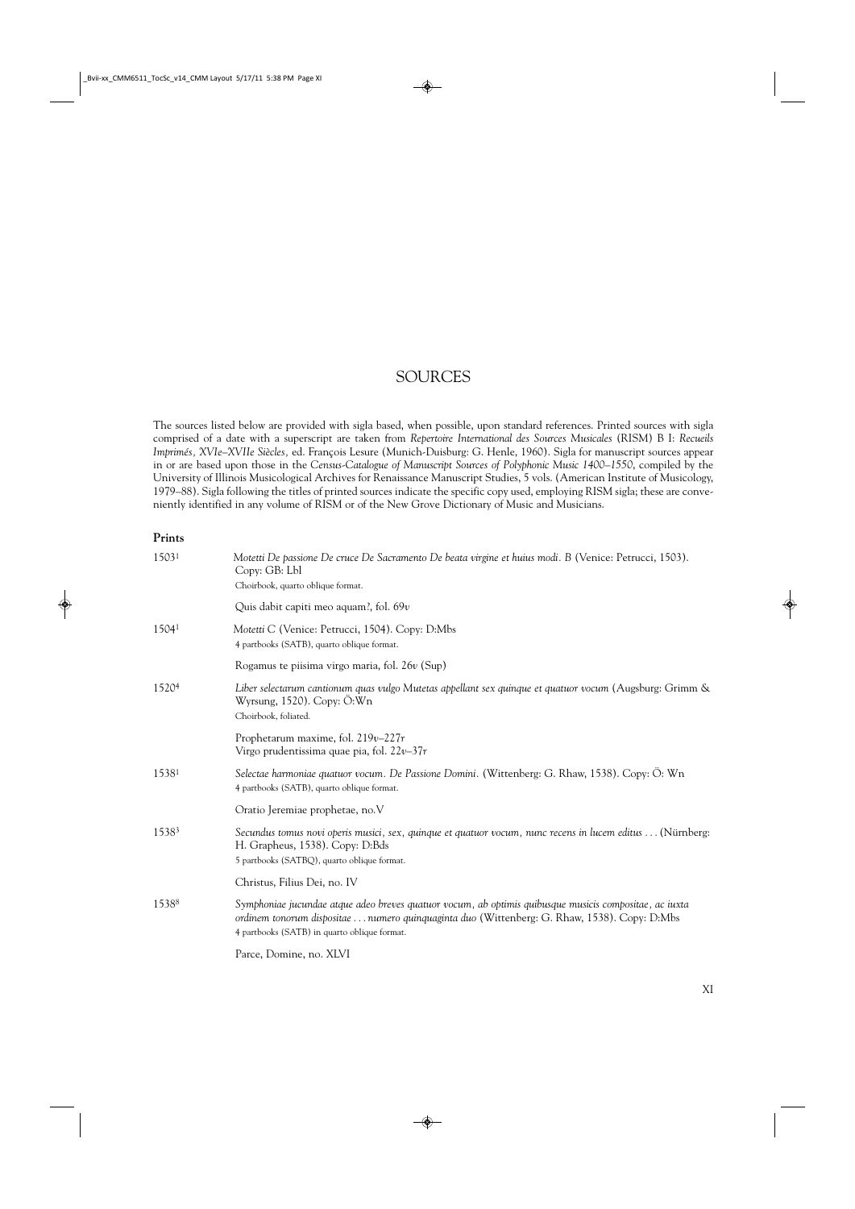# SOURCES

The sources listed below are provided with sigla based, when possible, upon standard references. Printed sources with sigla comprised of a date with a superscript are taken from *Repertoire International des Sources Musicales* (RISM) B I: *Recueils Imprimés, XVIe–XVIIe Siècles,* ed. François Lesure (Munich-Duisburg: G. Henle, 1960). Sigla for manuscript sources appear in or are based upon those in the *Census-Catalogue of Manuscript Sources of Polyphonic Music 1400–1550*, compiled by the University of Illinois Musicological Archives for Renaissance Manuscript Studies, 5 vols. (American Institute of Musicology, 1979–88). Sigla following the titles of printed sources indicate the specific copy used, employing RISM sigla; these are conveniently identified in any volume of RISM or of the New Grove Dictionary of Music and Musicians.

## Prints

1503[1] *Motetti De passione De cruce De Sacramento De beata virgine et huius modi. B* (Venice: Petrucci, 1503). Copy: GB: Lbl
Choirbook, quarto oblique format.

Quis dabit capiti meo aquam?, fol. 69*v*

1504[1] *Motetti C* (Venice: Petrucci, 1504). Copy: D:Mbs
4 partbooks (SATB), quarto oblique format.

Rogamus te piisima virgo maria, fol. 26*v* (Sup)

1520[4] *Liber selectarum cantionum quas vulgo Mutetas appellant sex quinque et quatuor vocum* (Augsburg: Grimm & Wyrsung, 1520). Copy: Ö:Wn
Choirbook, foliated.

Prophetarum maxime, fol. 219*v*–227*r*
Virgo prudentissima quae pia, fol. 22*v*–37*r*

1538[1] *Selectae harmoniae quatuor vocum. De Passione Domini.* (Wittenberg: G. Rhaw, 1538). Copy: Ö: Wn
4 partbooks (SATB), quarto oblique format.

Oratio Jeremiae prophetae, no.V

1538[3] *Secundus tomus novi operis musici, sex, quinque et quatuor vocum, nunc recens in lucem editus . . .* (Nürnberg: H. Grapheus, 1538). Copy: D:Bds
5 partbooks (SATBQ), quarto oblique format.

Christus, Filius Dei, no. IV

1538[8] *Symphoniae jucundae atque adeo breves quatuor vocum, ab optimis quibusque musicis compositae, ac iuxta ordinem tonorum dispositae . . . numero quinquaginta duo* (Wittenberg: G. Rhaw, 1538). Copy: D:Mbs
4 partbooks (SATB) in quarto oblique format.

Parce, Domine, no. XLVI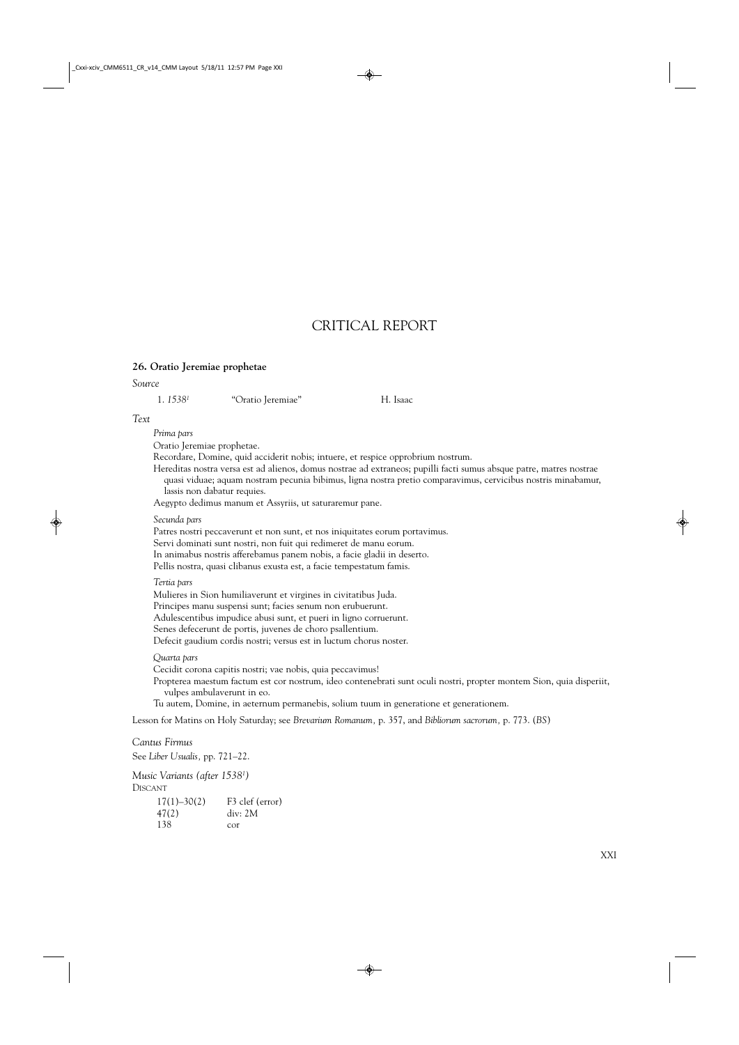# CRITICAL REPORT

## 26. Oratio Jeremiae prophetae

*Source*

1. *1538*[1] "Oratio Jeremiae" H. Isaac

*Text*

*Prima pars*

Oratio Jeremiae prophetae.

Recordare, Domine, quid acciderit nobis; intuere, et respice opprobrium nostrum.

Hereditas nostra versa est ad alienos, domus nostrae ad extraneos; pupilli facti sumus absque patre, matres nostrae quasi viduae; aquam nostram pecunia bibimus, ligna nostra pretio comparavimus, cervicibus nostris minabamur, lassis non dabatur requies.

Aegypto dedimus manum et Assyriis, ut saturaremur pane.

*Secunda pars*

Patres nostri peccaverunt et non sunt, et nos iniquitates eorum portavimus.

Servi dominati sunt nostri, non fuit qui redimeret de manu eorum.

In animabus nostris afferebamus panem nobis, a facie gladii in deserto.

Pellis nostra, quasi clibanus exusta est, a facie tempestatum famis.

*Tertia pars*

Mulieres in Sion humiliaverunt et virgines in civitatibus Juda.

Principes manu suspensi sunt; facies senum non erubuerunt.

Adulescentibus impudice abusi sunt, et pueri in ligno corruerunt.

Senes defecerunt de portis, juvenes de choro psallentium.

Defecit gaudium cordis nostri; versus est in luctum chorus noster.

*Quarta pars*

Cecidit corona capitis nostri; vae nobis, quia peccavimus!

Propterea maestum factum est cor nostrum, ideo contenebrati sunt oculi nostri, propter montem Sion, quia disperiit, vulpes ambulaverunt in eo.

Tu autem, Domine, in aeternum permanebis, solium tuum in generatione et generationem.

Lesson for Matins on Holy Saturday; see *Brevarium Romanum,* p. 357, and *Bibliorum sacrorum,* p. 773. (*BS*)

*Cantus Firmus*

See *Liber Usualis,* pp. 721–22.

*Music Variants (after 1538*[1]*)*

DISCANT

| | |
|---|---|
| 17(1)–30(2) | F3 clef (error) |
| 47(2) | div: 2M |
| 138 | cor |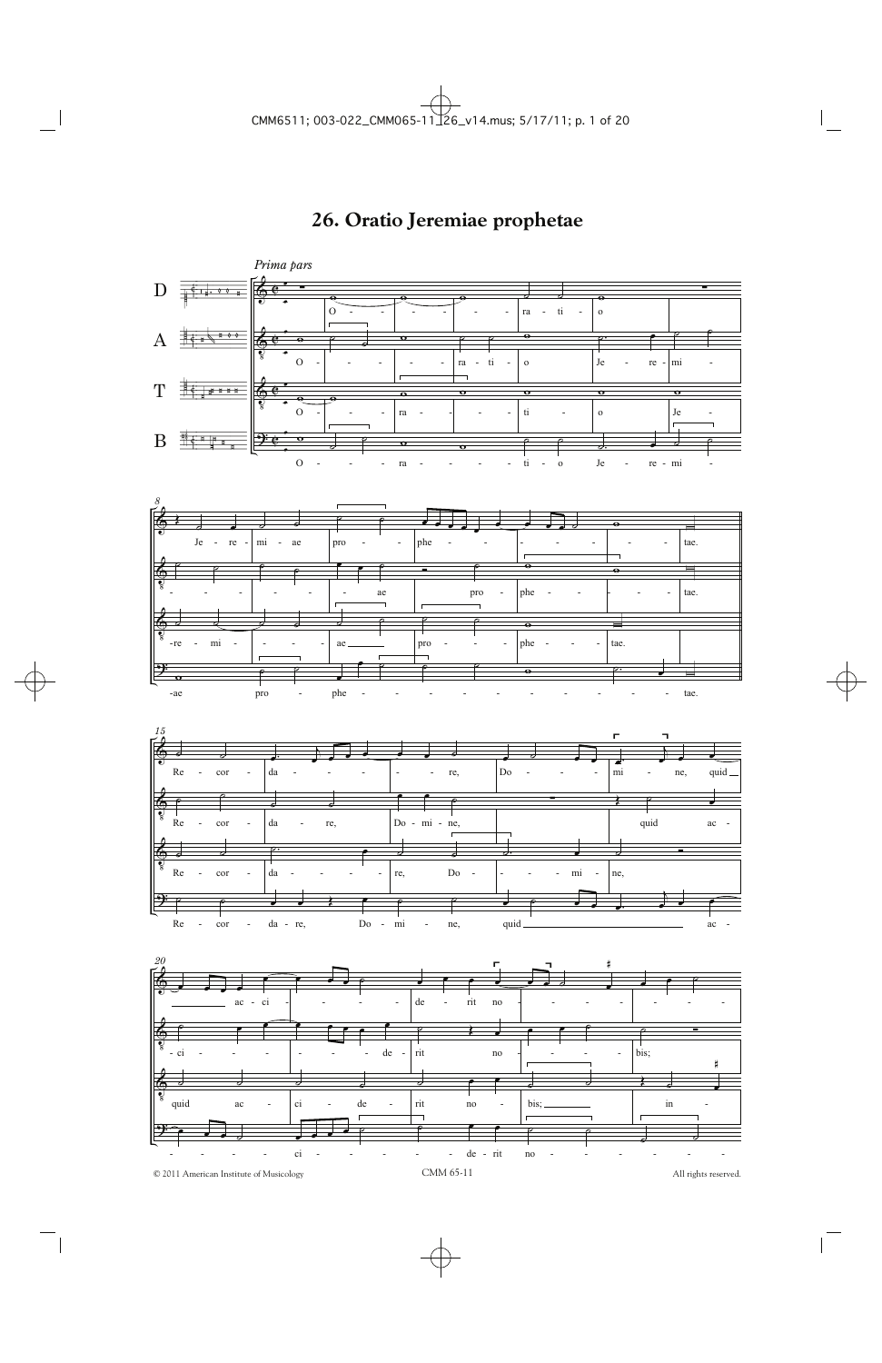# 26. Oratio Jeremiae prophetae

*Prima pars*

D

A

T

B

O - ra - ti - o

O - ra - ti - o Je - re - mi -

O - ra - ti - o Je -

O - ra - ti - o Je - re - mi -

8

Je - re - mi - ae pro - phe - tae.

- ae pro - phe - tae.

-re - mi - ae pro - phe - tae.

-ae pro - phe - tae.

15

Re - cor - da - re, Do - mi - ne, quid

Re - cor - da - re, Do - mi - ne, quid ac -

Re - cor - da - re, Do - mi - ne,

Re - cor - da - re, Do - mi - ne, quid ac -

20

ac - ci - de - rit no - bis;

- ci - de - rit no - bis;

quid ac - ci - de - rit no - bis; in -

- ci - de - rit no -

© 2011 American Institute of Musicology CMM 65-11 All rights reserved.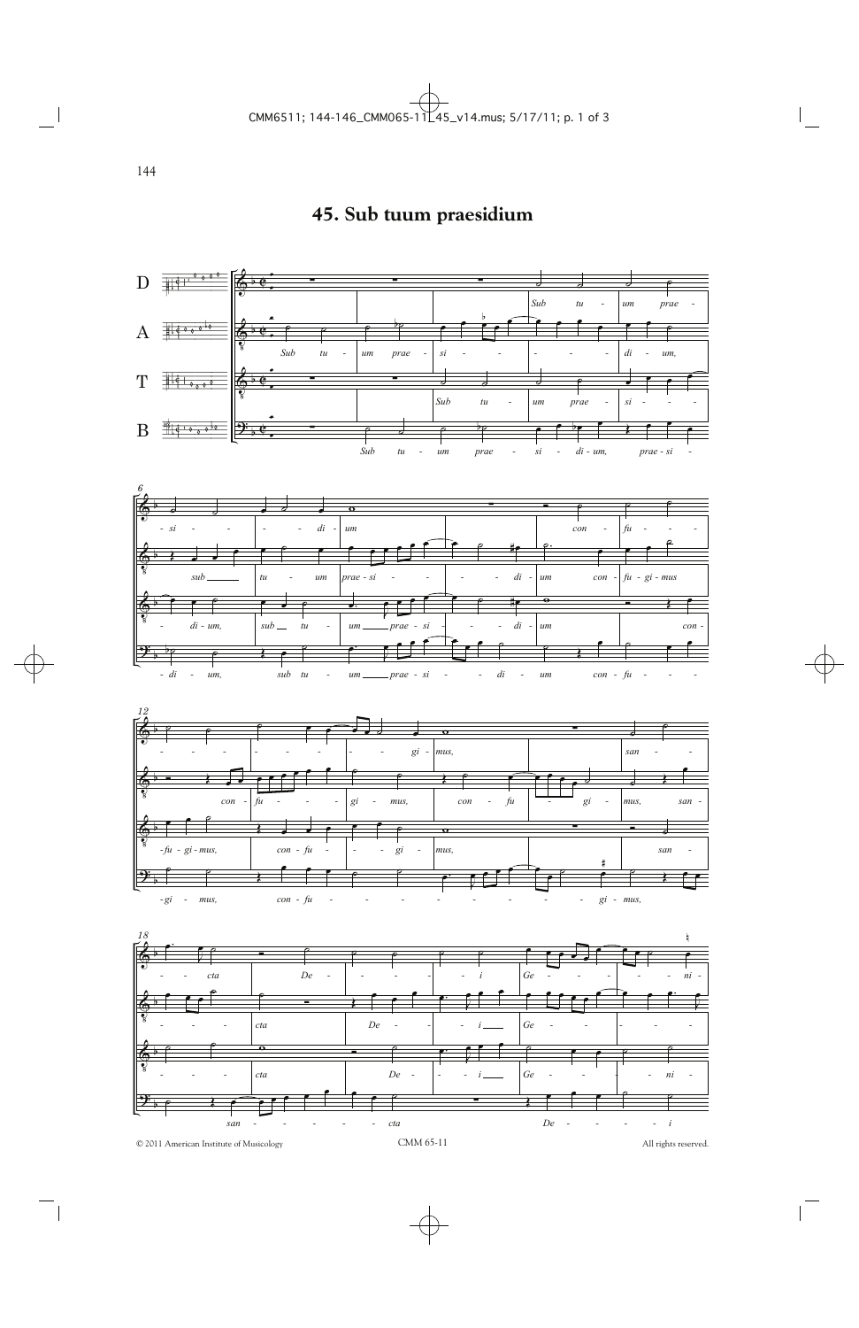# 45. Sub tuum praesidium

© 2011 American Institute of Musicology

CMM 65-11

All rights reserved.